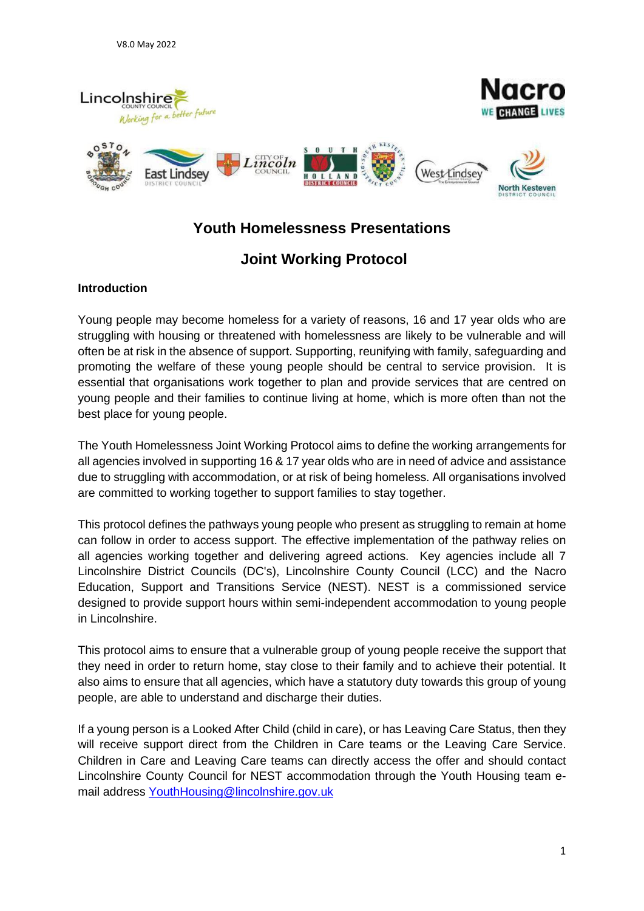V8.0 May 2022

# Youth Homelessness Presentations

# Joint Working Protocol

## Introduction

Young people may become homeless for a variety of reasons, 16 and 17 year olds who are struggling with housing or threatened with homelessness are likely to be vulnerable and will often be at risk in the absence of support. Supporting, reunifying with family, safeguarding and promoting the welfare of these young people should be central to service provision. It is essential that organisations work together to plan and provide services that are centred on young people and their families to continue living at home, which is more often than not the best place for young people.

The Youth Homelessness Joint Working Protocol aims to define the working arrangements for all agencies involved in supporting 16 & 17 year olds who are in need of advice and assistance due to struggling with accommodation, or at risk of being homeless. All organisations involved are committed to working together to support families to stay together.

This protocol defines the pathways young people who present as struggling to remain at home can follow in order to access support. The effective implementation of the pathway relies on all agencies working together and delivering agreed actions. Key agencies include all 7 Lincolnshire District Councils (DC's), Lincolnshire County Council (LCC) and the Nacro Education, Support and Transitions Service (NEST). NEST is a commissioned service designed to provide support hours within semi-independent accommodation to young people in Lincolnshire.

This protocol aims to ensure that a vulnerable group of young people receive the support that they need in order to return home, stay close to their family and to achieve their potential. It also aims to ensure that all agencies, which have a statutory duty towards this group of young people, are able to understand and discharge their duties.

If a young person is a Looked After Child (child in care), or has Leaving Care Status, then they will receive support direct from the Children in Care teams or the Leaving Care Service. Children in Care and Leaving Care teams can directly access the offer and should contact Lincolnshire County Council for NEST accommodation through the Youth Housing team e-mail address YouthHousing@lincolnshire.gov.uk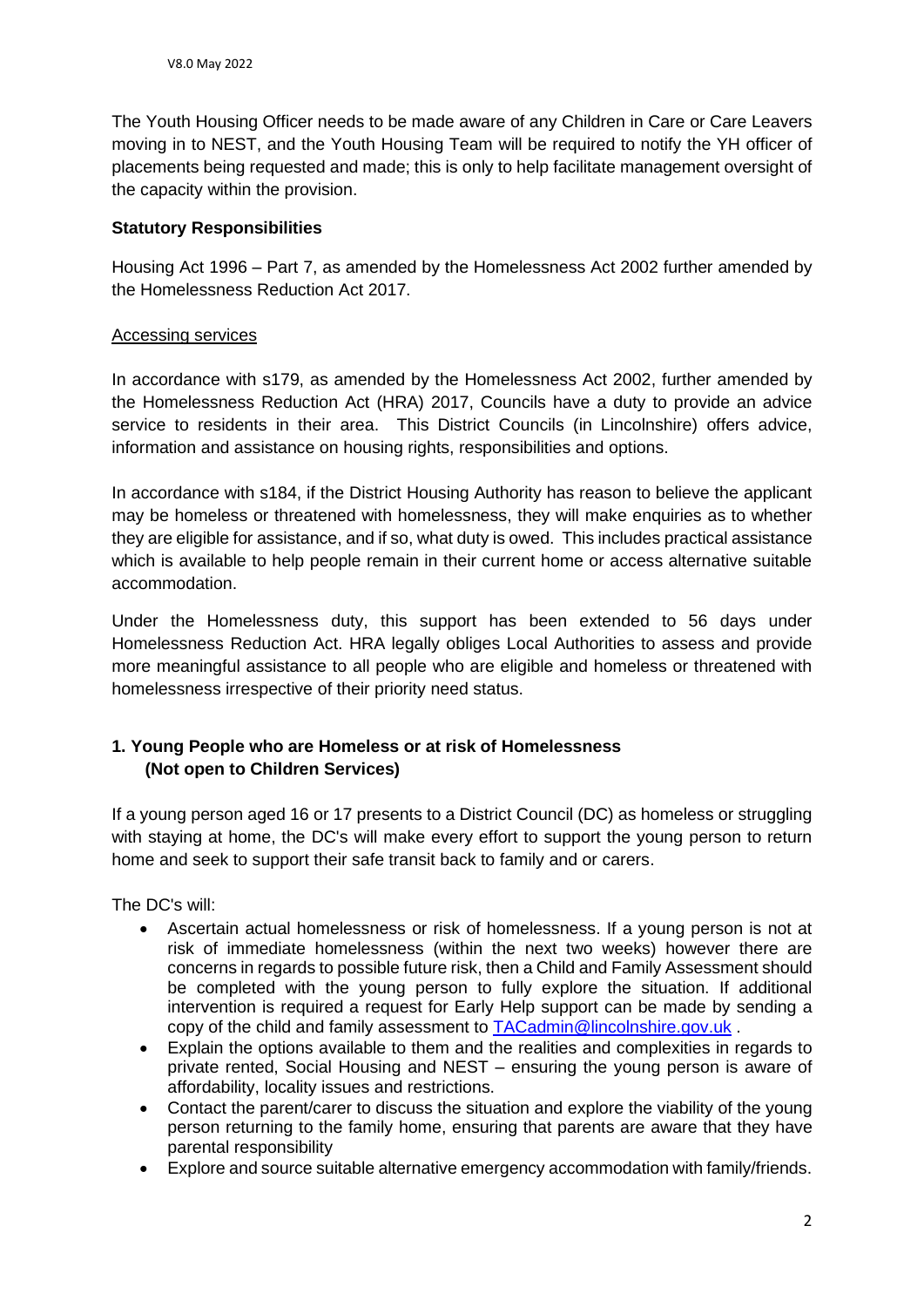The Youth Housing Officer needs to be made aware of any Children in Care or Care Leavers moving in to NEST, and the Youth Housing Team will be required to notify the YH officer of placements being requested and made; this is only to help facilitate management oversight of the capacity within the provision.

**Statutory Responsibilities**

Housing Act 1996 – Part 7, as amended by the Homelessness Act 2002 further amended by the Homelessness Reduction Act 2017.

<u>Accessing services</u>

In accordance with s179, as amended by the Homelessness Act 2002, further amended by the Homelessness Reduction Act (HRA) 2017, Councils have a duty to provide an advice service to residents in their area. This District Councils (in Lincolnshire) offers advice, information and assistance on housing rights, responsibilities and options.

In accordance with s184, if the District Housing Authority has reason to believe the applicant may be homeless or threatened with homelessness, they will make enquiries as to whether they are eligible for assistance, and if so, what duty is owed. This includes practical assistance which is available to help people remain in their current home or access alternative suitable accommodation.

Under the Homelessness duty, this support has been extended to 56 days under Homelessness Reduction Act. HRA legally obliges Local Authorities to assess and provide more meaningful assistance to all people who are eligible and homeless or threatened with homelessness irrespective of their priority need status.

### 1. Young People who are Homeless or at risk of Homelessness (Not open to Children Services)

If a young person aged 16 or 17 presents to a District Council (DC) as homeless or struggling with staying at home, the DC's will make every effort to support the young person to return home and seek to support their safe transit back to family and or carers.

The DC's will:

- Ascertain actual homelessness or risk of homelessness. If a young person is not at risk of immediate homelessness (within the next two weeks) however there are concerns in regards to possible future risk, then a Child and Family Assessment should be completed with the young person to fully explore the situation. If additional intervention is required a request for Early Help support can be made by sending a copy of the child and family assessment to TACadmin@lincolnshire.gov.uk .
- Explain the options available to them and the realities and complexities in regards to private rented, Social Housing and NEST – ensuring the young person is aware of affordability, locality issues and restrictions.
- Contact the parent/carer to discuss the situation and explore the viability of the young person returning to the family home, ensuring that parents are aware that they have parental responsibility
- Explore and source suitable alternative emergency accommodation with family/friends.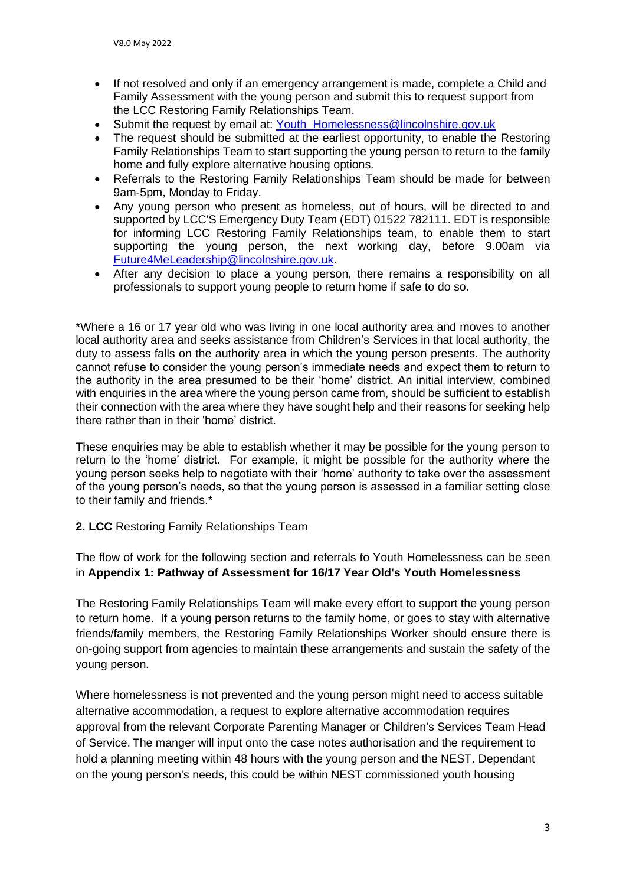- If not resolved and only if an emergency arrangement is made, complete a Child and Family Assessment with the young person and submit this to request support from the LCC Restoring Family Relationships Team.
- Submit the request by email at: Youth_Homelessness@lincolnshire.gov.uk
- The request should be submitted at the earliest opportunity, to enable the Restoring Family Relationships Team to start supporting the young person to return to the family home and fully explore alternative housing options.
- Referrals to the Restoring Family Relationships Team should be made for between 9am-5pm, Monday to Friday.
- Any young person who present as homeless, out of hours, will be directed to and supported by LCC'S Emergency Duty Team (EDT) 01522 782111. EDT is responsible for informing LCC Restoring Family Relationships team, to enable them to start supporting the young person, the next working day, before 9.00am via Future4MeLeadership@lincolnshire.gov.uk.
- After any decision to place a young person, there remains a responsibility on all professionals to support young people to return home if safe to do so.

*Where a 16 or 17 year old who was living in one local authority area and moves to another local authority area and seeks assistance from Children's Services in that local authority, the duty to assess falls on the authority area in which the young person presents. The authority cannot refuse to consider the young person's immediate needs and expect them to return to the authority in the area presumed to be their 'home' district. An initial interview, combined with enquiries in the area where the young person came from, should be sufficient to establish their connection with the area where they have sought help and their reasons for seeking help there rather than in their 'home' district.

These enquiries may be able to establish whether it may be possible for the young person to return to the 'home' district. For example, it might be possible for the authority where the young person seeks help to negotiate with their 'home' authority to take over the assessment of the young person's needs, so that the young person is assessed in a familiar setting close to their family and friends.*

**2. LCC** Restoring Family Relationships Team

The flow of work for the following section and referrals to Youth Homelessness can be seen in **Appendix 1: Pathway of Assessment for 16/17 Year Old's Youth Homelessness**

The Restoring Family Relationships Team will make every effort to support the young person to return home. If a young person returns to the family home, or goes to stay with alternative friends/family members, the Restoring Family Relationships Worker should ensure there is on-going support from agencies to maintain these arrangements and sustain the safety of the young person.

Where homelessness is not prevented and the young person might need to access suitable alternative accommodation, a request to explore alternative accommodation requires approval from the relevant Corporate Parenting Manager or Children's Services Team Head of Service. The manger will input onto the case notes authorisation and the requirement to hold a planning meeting within 48 hours with the young person and the NEST. Dependant on the young person's needs, this could be within NEST commissioned youth housing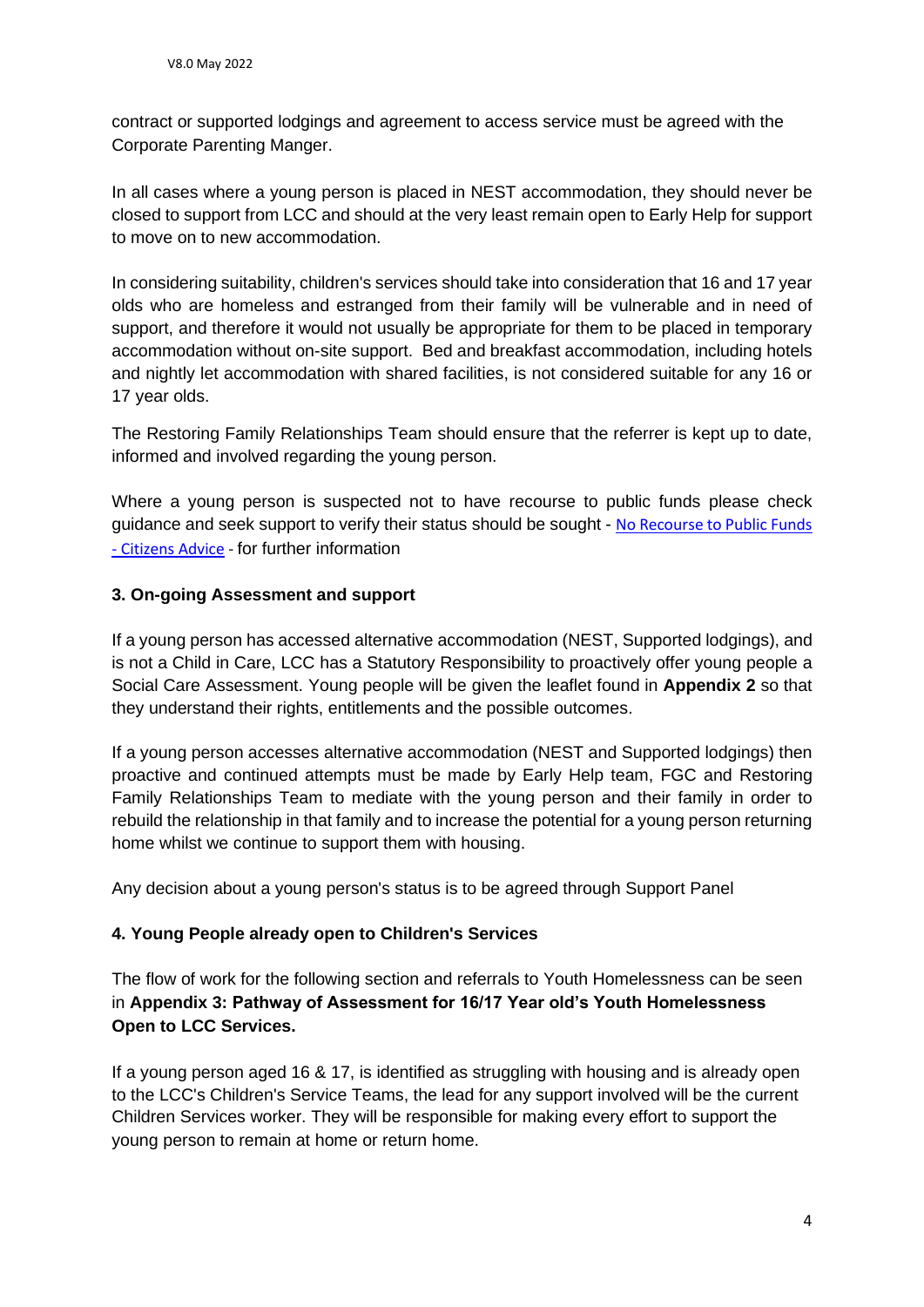contract or supported lodgings and agreement to access service must be agreed with the Corporate Parenting Manger.

In all cases where a young person is placed in NEST accommodation, they should never be closed to support from LCC and should at the very least remain open to Early Help for support to move on to new accommodation.

In considering suitability, children's services should take into consideration that 16 and 17 year olds who are homeless and estranged from their family will be vulnerable and in need of support, and therefore it would not usually be appropriate for them to be placed in temporary accommodation without on-site support. Bed and breakfast accommodation, including hotels and nightly let accommodation with shared facilities, is not considered suitable for any 16 or 17 year olds.

The Restoring Family Relationships Team should ensure that the referrer is kept up to date, informed and involved regarding the young person.

Where a young person is suspected not to have recourse to public funds please check guidance and seek support to verify their status should be sought - No Recourse to Public Funds - Citizens Advice - for further information

## 3. On-going Assessment and support

If a young person has accessed alternative accommodation (NEST, Supported lodgings), and is not a Child in Care, LCC has a Statutory Responsibility to proactively offer young people a Social Care Assessment. Young people will be given the leaflet found in **Appendix 2** so that they understand their rights, entitlements and the possible outcomes.

If a young person accesses alternative accommodation (NEST and Supported lodgings) then proactive and continued attempts must be made by Early Help team, FGC and Restoring Family Relationships Team to mediate with the young person and their family in order to rebuild the relationship in that family and to increase the potential for a young person returning home whilst we continue to support them with housing.

Any decision about a young person's status is to be agreed through Support Panel

## 4. Young People already open to Children's Services

The flow of work for the following section and referrals to Youth Homelessness can be seen in **Appendix 3: Pathway of Assessment for 16/17 Year old's Youth Homelessness Open to LCC Services.**

If a young person aged 16 & 17, is identified as struggling with housing and is already open to the LCC's Children's Service Teams, the lead for any support involved will be the current Children Services worker. They will be responsible for making every effort to support the young person to remain at home or return home.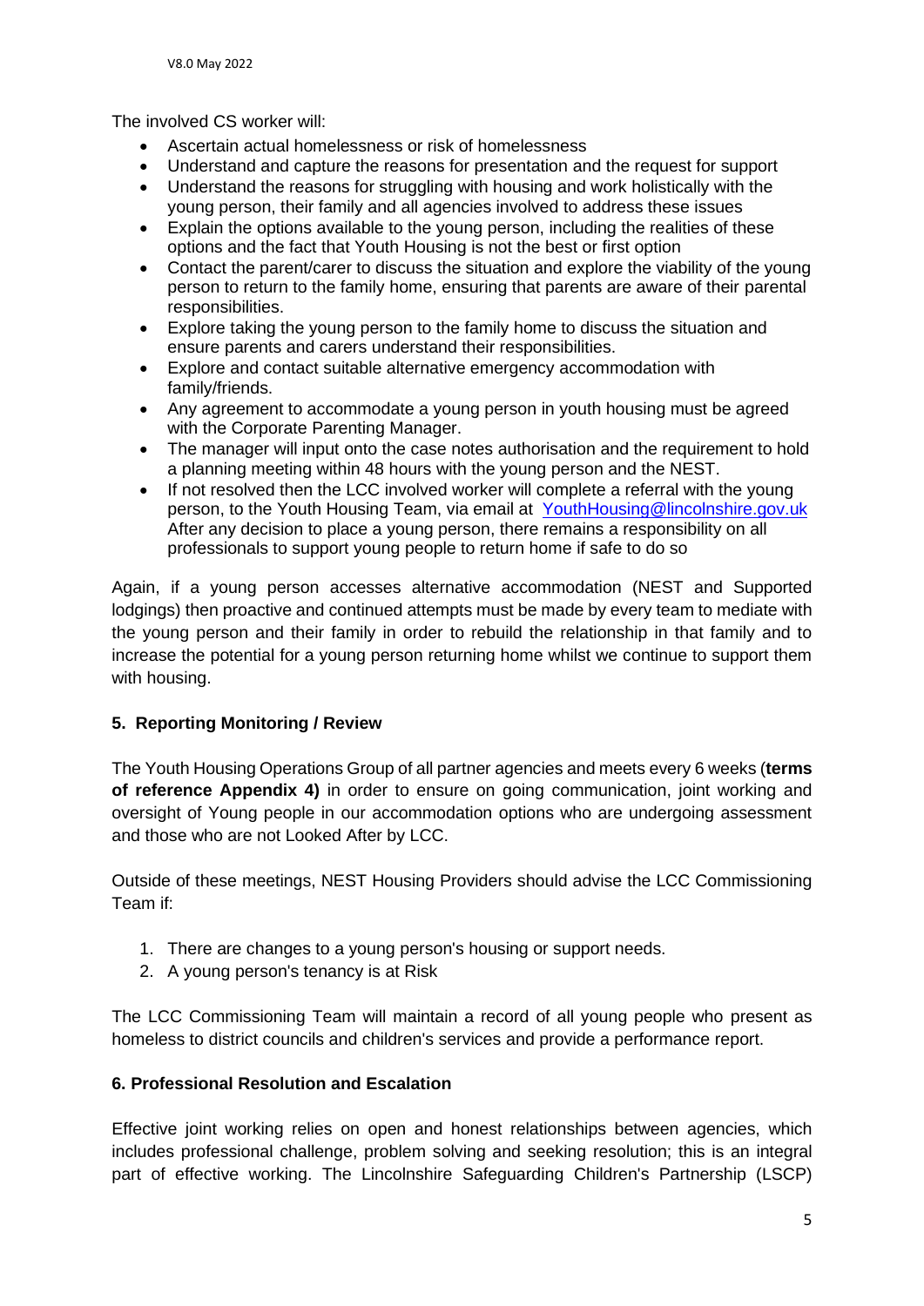The involved CS worker will:

- Ascertain actual homelessness or risk of homelessness
- Understand and capture the reasons for presentation and the request for support
- Understand the reasons for struggling with housing and work holistically with the young person, their family and all agencies involved to address these issues
- Explain the options available to the young person, including the realities of these options and the fact that Youth Housing is not the best or first option
- Contact the parent/carer to discuss the situation and explore the viability of the young person to return to the family home, ensuring that parents are aware of their parental responsibilities.
- Explore taking the young person to the family home to discuss the situation and ensure parents and carers understand their responsibilities.
- Explore and contact suitable alternative emergency accommodation with family/friends.
- Any agreement to accommodate a young person in youth housing must be agreed with the Corporate Parenting Manager.
- The manager will input onto the case notes authorisation and the requirement to hold a planning meeting within 48 hours with the young person and the NEST.
- If not resolved then the LCC involved worker will complete a referral with the young person, to the Youth Housing Team, via email at [YouthHousing@lincolnshire.gov.uk](mailto:YouthHousing@lincolnshire.gov.uk) After any decision to place a young person, there remains a responsibility on all professionals to support young people to return home if safe to do so

Again, if a young person accesses alternative accommodation (NEST and Supported lodgings) then proactive and continued attempts must be made by every team to mediate with the young person and their family in order to rebuild the relationship in that family and to increase the potential for a young person returning home whilst we continue to support them with housing.

## 5. Reporting Monitoring / Review

The Youth Housing Operations Group of all partner agencies and meets every 6 weeks (**terms of reference Appendix 4)** in order to ensure on going communication, joint working and oversight of Young people in our accommodation options who are undergoing assessment and those who are not Looked After by LCC.

Outside of these meetings, NEST Housing Providers should advise the LCC Commissioning Team if:

1. There are changes to a young person's housing or support needs.
2. A young person's tenancy is at Risk

The LCC Commissioning Team will maintain a record of all young people who present as homeless to district councils and children's services and provide a performance report.

## 6. Professional Resolution and Escalation

Effective joint working relies on open and honest relationships between agencies, which includes professional challenge, problem solving and seeking resolution; this is an integral part of effective working. The Lincolnshire Safeguarding Children's Partnership (LSCP)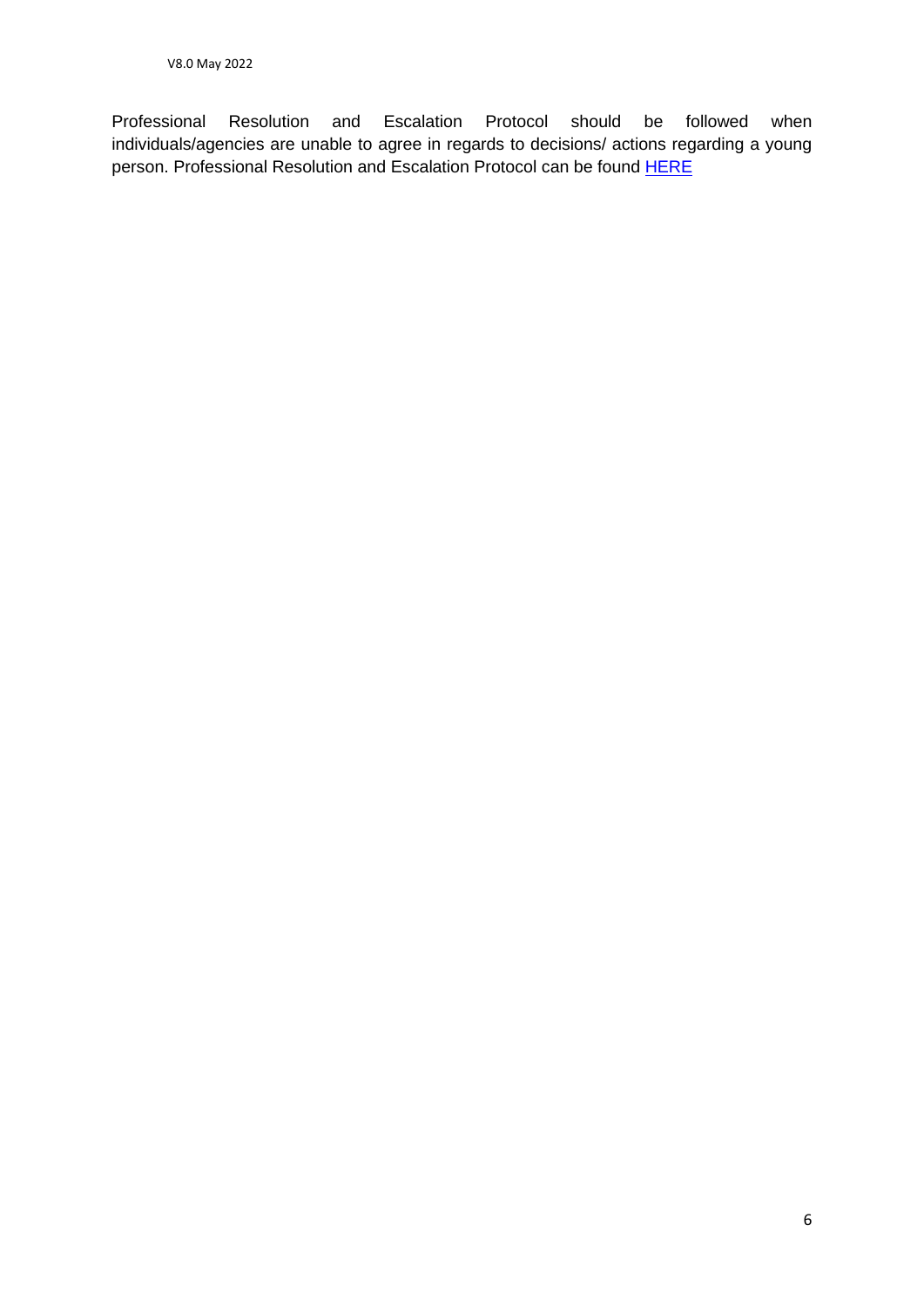Professional Resolution and Escalation Protocol should be followed when individuals/agencies are unable to agree in regards to decisions/ actions regarding a young person. Professional Resolution and Escalation Protocol can be found HERE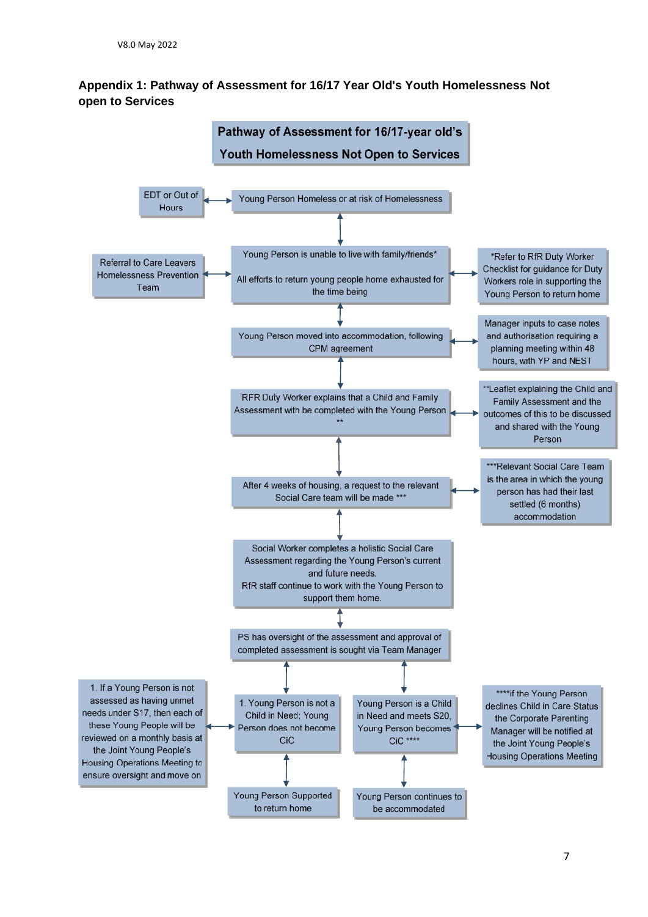## Appendix 1: Pathway of Assessment for 16/17 Year Old's Youth Homelessness Not open to Services

**Pathway of Assessment for 16/17-year old's Youth Homelessness Not Open to Services**

- EDT or Out of Hours ↔ Young Person Homeless or at risk of Homelessness
- ↕
- Referral to Care Leavers Homelessness Prevention Team ↔ Young Person is unable to live with family/friends*
  All efforts to return young people home exhausted for the time being ↔ *Refer to RfR Duty Worker Checklist for guidance for Duty Workers role in supporting the Young Person to return home
- ↕
- Young Person moved into accommodation, following CPM agreement ↔ Manager inputs to case notes and authorisation requiring a planning meeting within 48 hours, with YP and NEST
- ↕
- RFR Duty Worker explains that a Child and Family Assessment with be completed with the Young Person ** ↔ **Leaflet explaining the Child and Family Assessment and the outcomes of this to be discussed and shared with the Young Person
- ↕
- After 4 weeks of housing, a request to the relevant Social Care team will be made *** ↔ ***Relevant Social Care Team is the area in which the young person has had their last settled (6 months) accommodation
- ↕
- Social Worker completes a holistic Social Care Assessment regarding the Young Person's current and future needs.
  RfR staff continue to work with the Young Person to support them home.
- ↕
- PS has oversight of the assessment and approval of completed assessment is sought via Team Manager
- ↕
  - 1. Young Person is not a Child in Need; Young Person does not become CiC ↔ 1. If a Young Person is not assessed as having unmet needs under S17, then each of these Young People will be reviewed on a monthly basis at the Joint Young People's Housing Operations Meeting to ensure oversight and move on
    - ↕ Young Person Supported to return home
  - Young Person is a Child in Need and meets S20, Young Person becomes CiC **** ↔ ****if the Young Person declines Child in Care Status the Corporate Parenting Manager will be notified at the Joint Young People's Housing Operations Meeting
    - ↕ Young Person continues to be accommodated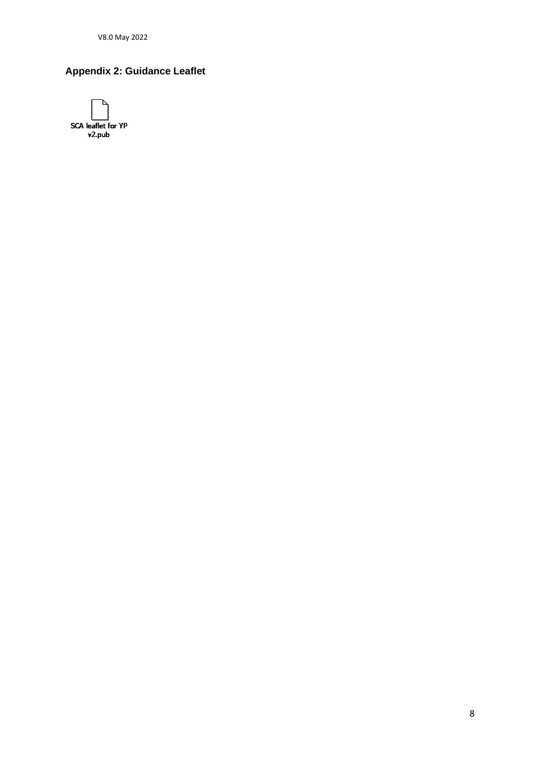## Appendix 2: Guidance Leaflet

SCA leaflet for YP v2.pub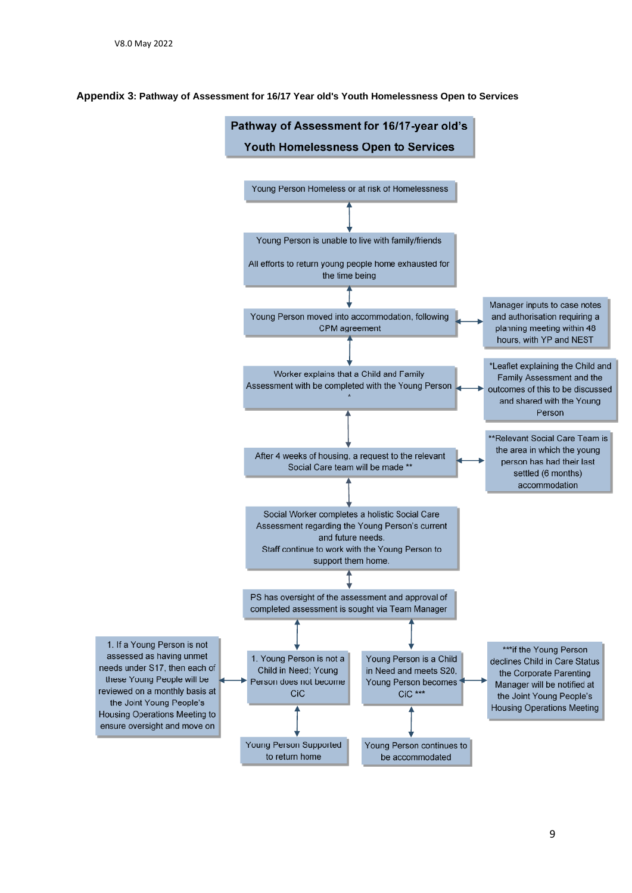### Appendix 3: Pathway of Assessment for 16/17 Year old's Youth Homelessness Open to Services

**Pathway of Assessment for 16/17-year old's Youth Homelessness Open to Services**

Young Person Homeless or at risk of Homelessness

Young Person is unable to live with family/friends

All efforts to return young people home exhausted for the time being

Young Person moved into accommodation, following CPM agreement

Manager inputs to case notes and authorisation requiring a planning meeting within 48 hours, with YP and NEST

Worker explains that a Child and Family Assessment with be completed with the Young Person *

*Leaflet explaining the Child and Family Assessment and the outcomes of this to be discussed and shared with the Young Person

After 4 weeks of housing, a request to the relevant Social Care team will be made **

**Relevant Social Care Team is the area in which the young person has had their last settled (6 months) accommodation

Social Worker completes a holistic Social Care Assessment regarding the Young Person's current and future needs.
Staff continue to work with the Young Person to support them home.

PS has oversight of the assessment and approval of completed assessment is sought via Team Manager

1. Young Person is not a Child in Need; Young Person does not become CiC

1. If a Young Person is not assessed as having unmet needs under S17, then each of these Young People will be reviewed on a monthly basis at the Joint Young People's Housing Operations Meeting to ensure oversight and move on

Young Person Supported to return home

Young Person is a Child in Need and meets S20. Young Person becomes CiC ***

***if the Young Person declines Child in Care Status the Corporate Parenting Manager will be notified at the Joint Young People's Housing Operations Meeting

Young Person continues to be accommodated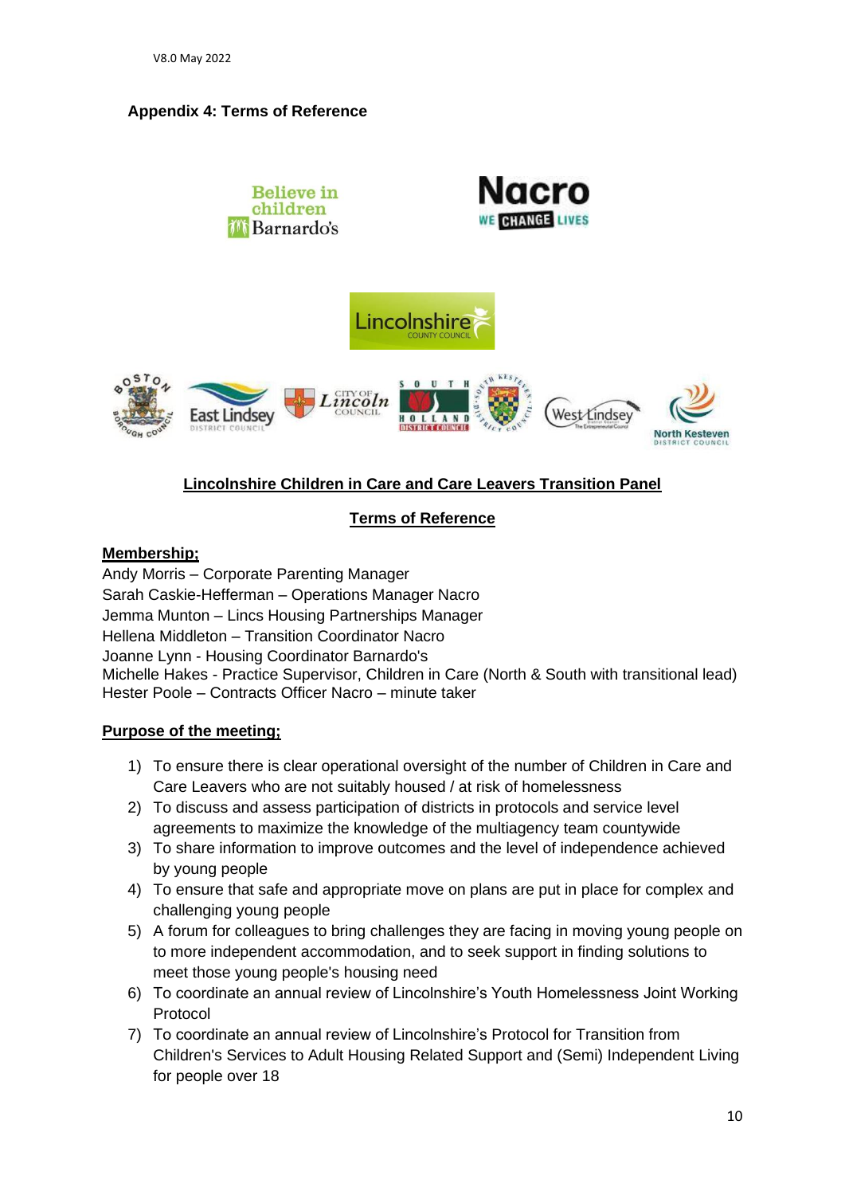### Appendix 4: Terms of Reference

## Lincolnshire Children in Care and Care Leavers Transition Panel

## Terms of Reference

**Membership;**

Andy Morris – Corporate Parenting Manager
Sarah Caskie-Hefferman – Operations Manager Nacro
Jemma Munton – Lincs Housing Partnerships Manager
Hellena Middleton – Transition Coordinator Nacro
Joanne Lynn - Housing Coordinator Barnardo's
Michelle Hakes - Practice Supervisor, Children in Care (North & South with transitional lead)
Hester Poole – Contracts Officer Nacro – minute taker

**Purpose of the meeting;**

1) To ensure there is clear operational oversight of the number of Children in Care and Care Leavers who are not suitably housed / at risk of homelessness
2) To discuss and assess participation of districts in protocols and service level agreements to maximize the knowledge of the multiagency team countywide
3) To share information to improve outcomes and the level of independence achieved by young people
4) To ensure that safe and appropriate move on plans are put in place for complex and challenging young people
5) A forum for colleagues to bring challenges they are facing in moving young people on to more independent accommodation, and to seek support in finding solutions to meet those young people's housing need
6) To coordinate an annual review of Lincolnshire's Youth Homelessness Joint Working Protocol
7) To coordinate an annual review of Lincolnshire's Protocol for Transition from Children's Services to Adult Housing Related Support and (Semi) Independent Living for people over 18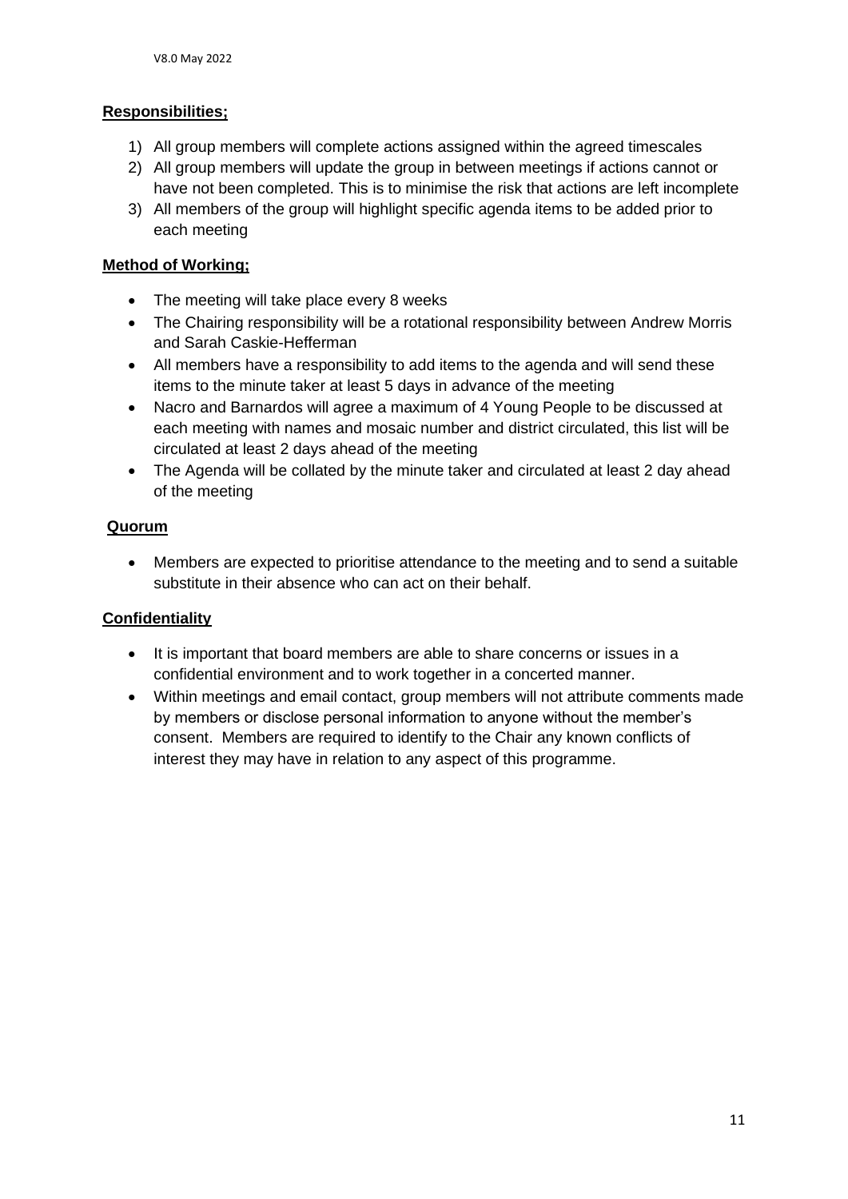**Responsibilities;**

1) All group members will complete actions assigned within the agreed timescales
2) All group members will update the group in between meetings if actions cannot or have not been completed. This is to minimise the risk that actions are left incomplete
3) All members of the group will highlight specific agenda items to be added prior to each meeting

**Method of Working;**

- The meeting will take place every 8 weeks
- The Chairing responsibility will be a rotational responsibility between Andrew Morris and Sarah Caskie-Hefferman
- All members have a responsibility to add items to the agenda and will send these items to the minute taker at least 5 days in advance of the meeting
- Nacro and Barnardos will agree a maximum of 4 Young People to be discussed at each meeting with names and mosaic number and district circulated, this list will be circulated at least 2 days ahead of the meeting
- The Agenda will be collated by the minute taker and circulated at least 2 day ahead of the meeting

**Quorum**

- Members are expected to prioritise attendance to the meeting and to send a suitable substitute in their absence who can act on their behalf.

**Confidentiality**

- It is important that board members are able to share concerns or issues in a confidential environment and to work together in a concerted manner.
- Within meetings and email contact, group members will not attribute comments made by members or disclose personal information to anyone without the member's consent. Members are required to identify to the Chair any known conflicts of interest they may have in relation to any aspect of this programme.